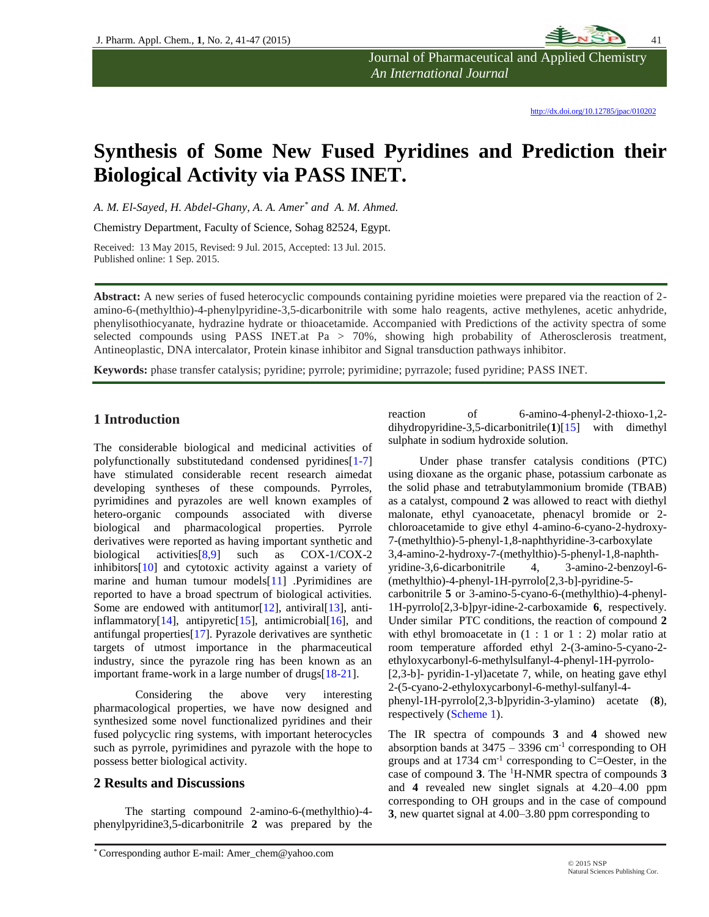# Synthesis of Some New Fused Pyridines and Prediction their Biological Activity via PASS INET.

*A. M. El-Sayed, H. Abdel-Ghany, A. A. Amer[*] and A. M. Ahmed.*

Chemistry Department, Faculty of Science, Sohag 82524, Egypt.

Received: 13 May 2015, Revised: 9 Jul. 2015, Accepted: 13 Jul. 2015.
Published online: 1 Sep. 2015.

**Abstract:** A new series of fused heterocyclic compounds containing pyridine moieties were prepared via the reaction of 2-amino-6-(methylthio)-4-phenylpyridine-3,5-dicarbonitrile with some halo reagents, active methylenes, acetic anhydride, phenylisothiocyanate, hydrazine hydrate or thioacetamide. Accompanied with Predictions of the activity spectra of some selected compounds using PASS INET.at Pa > 70%, showing high probability of Atherosclerosis treatment, Antineoplastic, DNA intercalator, Protein kinase inhibitor and Signal transduction pathways inhibitor.

**Keywords:** phase transfer catalysis; pyridine; pyrrole; pyrimidine; pyrrazole; fused pyridine; PASS INET.

## 1 Introduction

The considerable biological and medicinal activities of polyfunctionally substitutedand condensed pyridines[1-7] have stimulated considerable recent research aimedat developing syntheses of these compounds. Pyrroles, pyrimidines and pyrazoles are well known examples of hetero-organic compounds associated with diverse biological and pharmacological properties. Pyrrole derivatives were reported as having important synthetic and biological activities[8,9] such as COX-1/COX-2 inhibitors[10] and cytotoxic activity against a variety of marine and human tumour models[11] .Pyrimidines are reported to have a broad spectrum of biological activities. Some are endowed with antitumor[12], antiviral[13], anti-inflammatory[14], antipyretic[15], antimicrobial[16], and antifungal properties[17]. Pyrazole derivatives are synthetic targets of utmost importance in the pharmaceutical industry, since the pyrazole ring has been known as an important frame-work in a large number of drugs[18-21].

Considering the above very interesting pharmacological properties, we have now designed and synthesized some novel functionalized pyridines and their fused polycyclic ring systems, with important heterocycles such as pyrrole, pyrimidines and pyrazole with the hope to possess better biological activity.

## 2 Results and Discussions

The starting compound 2-amino-6-(methylthio)-4-phenylpyridine3,5-dicarbonitrile **2** was prepared by the reaction of 6-amino-4-phenyl-2-thioxo-1,2-dihydropyridine-3,5-dicarbonitrile(**1**)[15] with dimethyl sulphate in sodium hydroxide solution.

Under phase transfer catalysis conditions (PTC) using dioxane as the organic phase, potassium carbonate as the solid phase and tetrabutylammonium bromide (TBAB) as a catalyst, compound **2** was allowed to react with diethyl malonate, ethyl cyanoacetate, phenacyl bromide or 2-chloroacetamide to give ethyl 4-amino-6-cyano-2-hydroxy-7-(methylthio)-5-phenyl-1,8-naphthyridine-3-carboxylate 3,4-amino-2-hydroxy-7-(methylthio)-5-phenyl-1,8-naphthyridine-3,6-dicarbonitrile 4, 3-amino-2-benzoyl-6-(methylthio)-4-phenyl-1H-pyrrolo[2,3-b]-pyridine-5-carbonitrile **5** or 3-amino-5-cyano-6-(methylthio)-4-phenyl-1H-pyrrolo[2,3-b]pyr-idine-2-carboxamide **6**, respectively. Under similar PTC conditions, the reaction of compound **2** with ethyl bromoacetate in (1 : 1 or 1 : 2) molar ratio at room temperature afforded ethyl 2-(3-amino-5-cyano-2-ethyloxycarbonyl-6-methylsulfanyl-4-phenyl-1H-pyrrolo-[2,3-b]- pyridin-1-yl)acetate 7, while, on heating gave ethyl 2-(5-cyano-2-ethyloxycarbonyl-6-methyl-sulfanyl-4-phenyl-1H-pyrrolo[2,3-b]pyridin-3-ylamino) acetate (**8**), respectively (Scheme 1).

The IR spectra of compounds **3** and **4** showed new absorption bands at 3475 – 3396 cm$^{-1}$ corresponding to OH groups and at 1734 cm$^{-1}$ corresponding to C=Oester, in the case of compound **3**. The $^1$H-NMR spectra of compounds **3** and **4** revealed new singlet signals at 4.20–4.00 ppm corresponding to OH groups and in the case of compound **3**, new quartet signal at 4.00–3.80 ppm corresponding to

[*] Corresponding author E-mail: Amer_chem@yahoo.com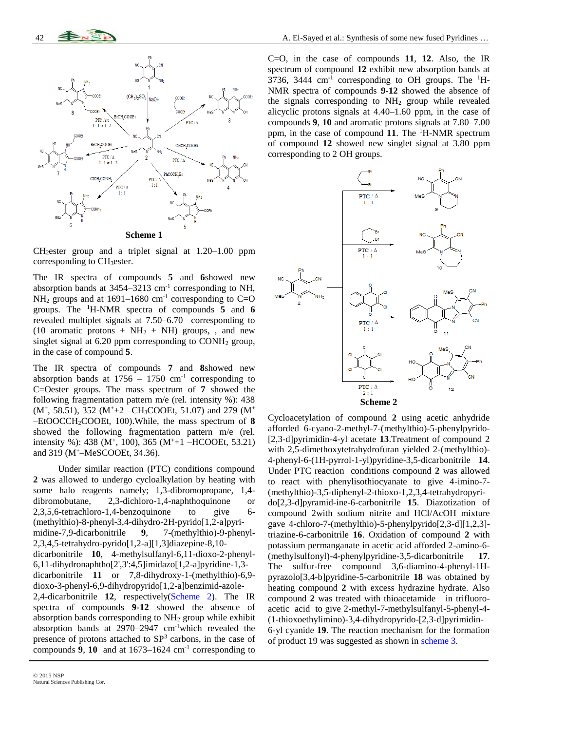**Scheme 1**

$CH_2$ester group and a triplet signal at 1.20–1.00 ppm corresponding to $CH_3$ester.

The IR spectra of compounds **5** and **6**showed new absorption bands at 3454–3213 $cm^{-1}$ corresponding to NH, $NH_2$ groups and at 1691–1680 $cm^{-1}$ corresponding to C=O groups. The $^1$H-NMR spectra of compounds **5** and **6** revealed multiplet signals at 7.50–6.70 corresponding to (10 aromatic protons + $NH_2$ + NH) groups, , and new singlet signal at 6.20 ppm corresponding to $CONH_2$ group, in the case of compound **5**.

The IR spectra of compounds **7** and **8**showed new absorption bands at 1756 – 1750 $cm^{-1}$ corresponding to C=Oester groups. The mass spectrum of **7** showed the following fragmentation pattern m/e (rel. intensity %): 438 ($M^+$, 58.51), 352 ($M^+$+2 –$CH_3$COOEt, 51.07) and 279 ($M^+$ –EtOOC$CH_2$COOEt, 100).While, the mass spectrum of **8** showed the following fragmentation pattern m/e (rel. intensity %): 438 ($M^+$, 100), 365 ($M^+$+1 –HCOOEt, 53.21) and 319 ($M^+$–MeSCOOEt, 34.36).

Under similar reaction (PTC) conditions compound **2** was allowed to undergo cycloalkylation by heating with some halo reagents namely; 1,3-dibromopropane, 1,4-dibromobutane, 2,3-dichloro-1,4-naphthoquinone or 2,3,5,6-tetrachloro-1,4-benzoquinone to give 6-(methylthio)-8-phenyl-3,4-dihydro-2H-pyrido[1,2-a]pyrimidine-7,9-dicarbonitrile **9**, 7-(methylthio)-9-phenyl-2,3,4,5-tetrahydro-pyrido[1,2-a][1,3]diazepine-8,10-dicarbonitrile **10**, 4-methylsulfanyl-6,11-dioxo-2-phenyl-6,11-dihydronaphtho[2',3':4,5]imidazo[1,2-a]pyridine-1,3-dicarbonitrile **11** or 7,8-dihydroxy-1-(methylthio)-6,9-dioxo-3-phenyl-6,9-dihydropyrido[1,2-a]benzimid-azole-2,4-dicarbonitrile **12**, respectively(Scheme 2). The IR spectra of compounds **9-12** showed the absence of absorption bands corresponding to $NH_2$ group while exhibit absorption bands at 2970–2947 $cm^{-1}$which revealed the presence of protons attached to $SP^3$ carbons, in the case of compounds **9**, **10** and at 1673–1624 $cm^{-1}$ corresponding to C=O, in the case of compounds **11**, **12**. Also, the IR spectrum of compound **12** exhibit new absorption bands at 3736, 3444 $cm^{-1}$ corresponding to OH groups. The $^1$H-NMR spectra of compounds **9-12** showed the absence of the signals corresponding to $NH_2$ group while revealed alicyclic protons signals at 4.40–1.60 ppm, in the case of compounds **9**, **10** and aromatic protons signals at 7.80–7.00 ppm, in the case of compound **11**. The $^1$H-NMR spectrum of compound **12** showed new singlet signal at 3.80 ppm corresponding to 2 OH groups.

**Scheme 2**

Cycloacetylation of compound **2** using acetic anhydride afforded 6-cyano-2-methyl-7-(methylthio)-5-phenylpyrido-[2,3-d]pyrimidin-4-yl acetate **13**.Treatment of compound 2 with 2,5-dimethoxytetrahydrofuran yielded 2-(methylthio)-4-phenyl-6-(1H-pyrrol-1-yl)pyridine-3,5-dicarbonitrile **14**. Under PTC reaction conditions compound **2** was allowed to react with phenylisothiocyanate to give 4-imino-7-(methylthio)-3,5-diphenyl-2-thioxo-1,2,3,4-tetrahydropyrido[2,3-d]pyramid-ine-6-carbonitrile **15**. Diazotization of compound 2with sodium nitrite and HCl/AcOH mixture gave 4-chloro-7-(methylthio)-5-phenylpyrido[2,3-d][1,2,3]-triazine-6-carbonitrile **16**. Oxidation of compound **2** with potassium permanganate in acetic acid afforded 2-amino-6-(methylsulfonyl)-4-phenylpyridine-3,5-dicarbonitrile **17**. The sulfur-free compound 3,6-diamino-4-phenyl-1H-pyrazolo[3,4-b]pyridine-5-carbonitrile **18** was obtained by heating compound **2** with excess hydrazine hydrate. Also compound **2** was treated with thioacetamide in trifluoro-acetic acid to give 2-methyl-7-methylsulfanyl-5-phenyl-4-(1-thioxoethylimino)-3,4-dihydropyrido-[2,3-d]pyrimidin-6-yl cyanide **19**. The reaction mechanism for the formation of product 19 was suggested as shown in scheme 3.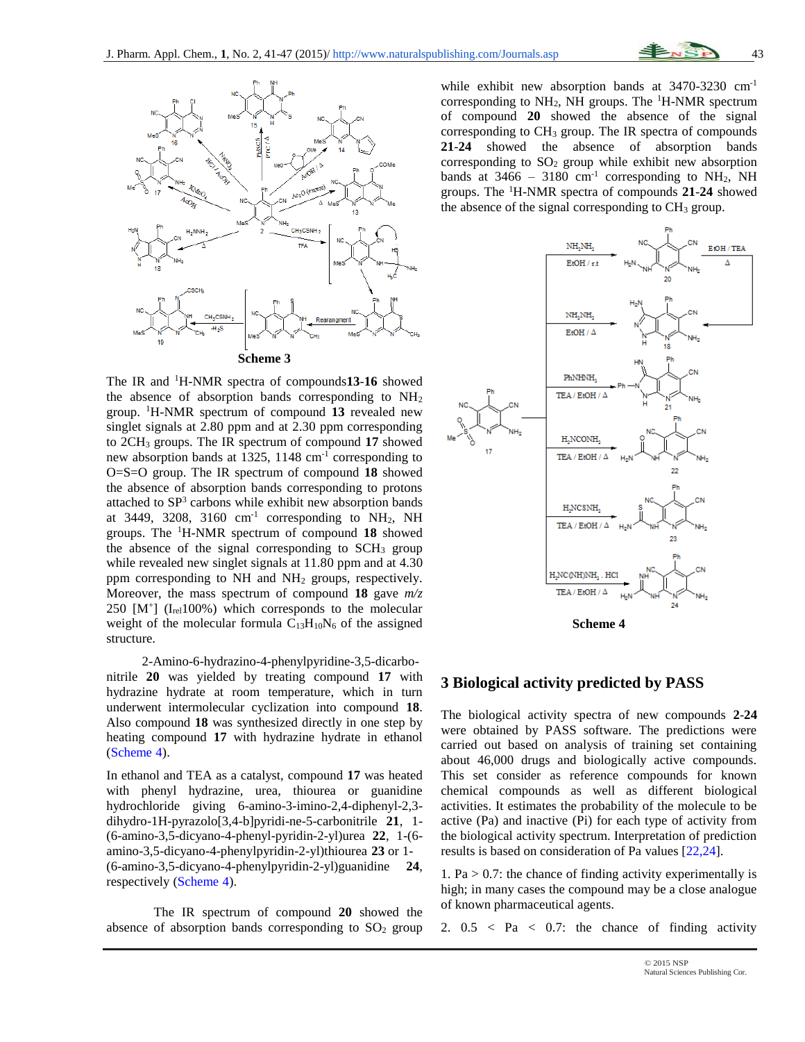**Scheme 3**

The IR and [1]H-NMR spectra of compounds **13**-**16** showed the absence of absorption bands corresponding to $NH_2$ group. [1]H-NMR spectrum of compound **13** revealed new singlet signals at 2.80 ppm and at 2.30 ppm corresponding to 2$CH_3$ groups. The IR spectrum of compound **17** showed new absorption bands at 1325, 1148 $cm^{-1}$ corresponding to O=S=O group. The IR spectrum of compound **18** showed the absence of absorption bands corresponding to protons attached to $SP^3$ carbons while exhibit new absorption bands at 3449, 3208, 3160 $cm^{-1}$ corresponding to $NH_2$, NH groups. The [1]H-NMR spectrum of compound **18** showed the absence of the signal corresponding to $SCH_3$ group while revealed new singlet signals at 11.80 ppm and at 4.30 ppm corresponding to NH and $NH_2$ groups, respectively. Moreover, the mass spectrum of compound **18** gave *m/z* 250 [$M^+$] ($I_{rel}$100%) which corresponds to the molecular weight of the molecular formula $C_{13}H_{10}N_6$ of the assigned structure.

2-Amino-6-hydrazino-4-phenylpyridine-3,5-dicarbonitrile **20** was yielded by treating compound **17** with hydrazine hydrate at room temperature, which in turn underwent intermolecular cyclization into compound **18**. Also compound **18** was synthesized directly in one step by heating compound **17** with hydrazine hydrate in ethanol (Scheme 4).

In ethanol and TEA as a catalyst, compound **17** was heated with phenyl hydrazine, urea, thiourea or guanidine hydrochloride giving 6-amino-3-imino-2,4-diphenyl-2,3-dihydro-1H-pyrazolo[3,4-b]pyridi-ne-5-carbonitrile **21**, 1-(6-amino-3,5-dicyano-4-phenyl-pyridin-2-yl)urea **22**, 1-(6-amino-3,5-dicyano-4-phenylpyridin-2-yl)thiourea **23** or 1-(6-amino-3,5-dicyano-4-phenylpyridin-2-yl)guanidine **24**, respectively (Scheme 4).

The IR spectrum of compound **20** showed the absence of absorption bands corresponding to $SO_2$ group while exhibit new absorption bands at 3470-3230 $cm^{-1}$ corresponding to $NH_2$, NH groups. The [1]H-NMR spectrum of compound **20** showed the absence of the signal corresponding to $CH_3$ group. The IR spectra of compounds **21**-**24** showed the absence of absorption bands corresponding to $SO_2$ group while exhibit new absorption bands at 3466 – 3180 $cm^{-1}$ corresponding to $NH_2$, NH groups. The [1]H-NMR spectra of compounds **21**-**24** showed the absence of the signal corresponding to $CH_3$ group.

**Scheme 4**

## 3 Biological activity predicted by PASS

The biological activity spectra of new compounds **2**-**24** were obtained by PASS software. The predictions were carried out based on analysis of training set containing about 46,000 drugs and biologically active compounds. This set consider as reference compounds for known chemical compounds as well as different biological activities. It estimates the probability of the molecule to be active (Pa) and inactive (Pi) for each type of activity from the biological activity spectrum. Interpretation of prediction results is based on consideration of Pa values [22,24].

1. Pa > 0.7: the chance of finding activity experimentally is high; in many cases the compound may be a close analogue of known pharmaceutical agents.

2. 0.5 < Pa < 0.7: the chance of finding activity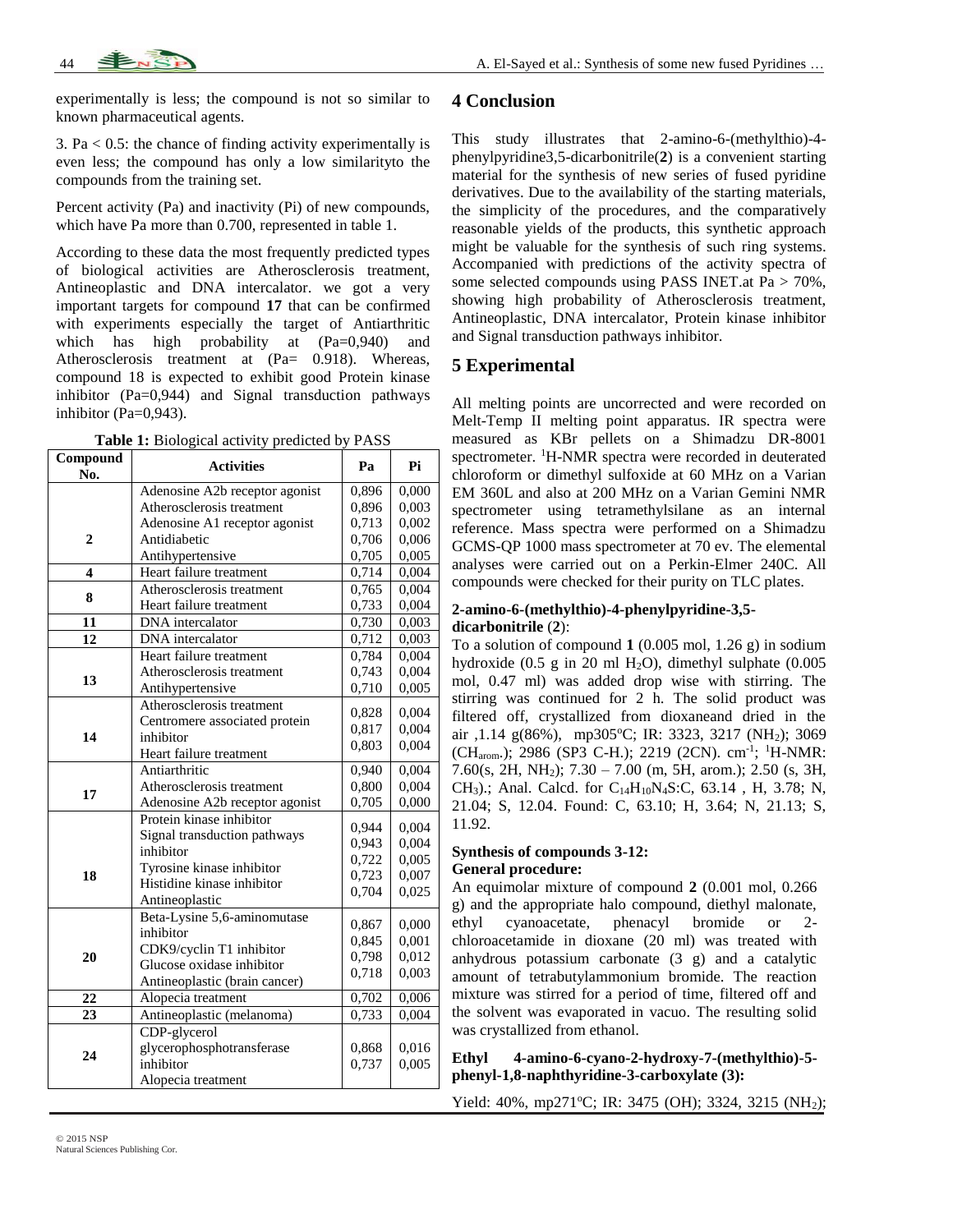experimentally is less; the compound is not so similar to known pharmaceutical agents.

3. Pa < 0.5: the chance of finding activity experimentally is even less; the compound has only a low similarityto the compounds from the training set.

Percent activity (Pa) and inactivity (Pi) of new compounds, which have Pa more than 0.700, represented in table 1.

According to these data the most frequently predicted types of biological activities are Atherosclerosis treatment, Antineoplastic and DNA intercalator. we got a very important targets for compound **17** that can be confirmed with experiments especially the target of Antiarthritic which has high probability at (Pa=0,940) and Atherosclerosis treatment at (Pa= 0.918). Whereas, compound 18 is expected to exhibit good Protein kinase inhibitor (Pa=0,944) and Signal transduction pathways inhibitor (Pa=0,943).

**Table 1:** Biological activity predicted by PASS

| Compound No. | Activities | Pa | Pi |
|---|---|---|---|
| **2** | Adenosine A2b receptor agonist<br>Atherosclerosis treatment<br>Adenosine A1 receptor agonist<br>Antidiabetic<br>Antihypertensive | 0,896<br>0,896<br>0,713<br>0,706<br>0,705 | 0,000<br>0,003<br>0,002<br>0,006<br>0,005 |
| **4** | Heart failure treatment | 0,714 | 0,004 |
| **8** | Atherosclerosis treatment<br>Heart failure treatment | 0,765<br>0,733 | 0,004<br>0,004 |
| **11** | DNA intercalator | 0,730 | 0,003 |
| **12** | DNA intercalator | 0,712 | 0,003 |
| **13** | Heart failure treatment<br>Atherosclerosis treatment<br>Antihypertensive | 0,784<br>0,743<br>0,710 | 0,004<br>0,004<br>0,005 |
| **14** | Atherosclerosis treatment<br>Centromere associated protein inhibitor<br>Heart failure treatment | 0,828<br>0,817<br>0,803 | 0,004<br>0,004<br>0,004 |
| **17** | Antiarthritic<br>Atherosclerosis treatment<br>Adenosine A2b receptor agonist | 0,940<br>0,800<br>0,705 | 0,004<br>0,004<br>0,000 |
| **18** | Protein kinase inhibitor<br>Signal transduction pathways inhibitor<br>Tyrosine kinase inhibitor<br>Histidine kinase inhibitor<br>Antineoplastic | 0,944<br>0,943<br>0,722<br>0,723<br>0,704 | 0,004<br>0,004<br>0,005<br>0,007<br>0,025 |
| **20** | Beta-Lysine 5,6-aminomutase inhibitor<br>CDK9/cyclin T1 inhibitor<br>Glucose oxidase inhibitor<br>Antineoplastic (brain cancer) | 0,867<br>0,845<br>0,798<br>0,718 | 0,000<br>0,001<br>0,012<br>0,003 |
| **22** | Alopecia treatment | 0,702 | 0,006 |
| **23** | Antineoplastic (melanoma) | 0,733 | 0,004 |
| **24** | CDP-glycerol glycerophosphotransferase inhibitor<br>Alopecia treatment | 0,868<br>0,737 | 0,016<br>0,005 |

## 4 Conclusion

This study illustrates that 2-amino-6-(methylthio)-4-phenylpyridine3,5-dicarbonitrile(**2**) is a convenient starting material for the synthesis of new series of fused pyridine derivatives. Due to the availability of the starting materials, the simplicity of the procedures, and the comparatively reasonable yields of the products, this synthetic approach might be valuable for the synthesis of such ring systems. Accompanied with predictions of the activity spectra of some selected compounds using PASS INET.at Pa > 70%, showing high probability of Atherosclerosis treatment, Antineoplastic, DNA intercalator, Protein kinase inhibitor and Signal transduction pathways inhibitor.

## 5 Experimental

All melting points are uncorrected and were recorded on Melt-Temp II melting point apparatus. IR spectra were measured as KBr pellets on a Shimadzu DR-8001 spectrometer. $^1$H-NMR spectra were recorded in deuterated chloroform or dimethyl sulfoxide at 60 MHz on a Varian EM 360L and also at 200 MHz on a Varian Gemini NMR spectrometer using tetramethylsilane as an internal reference. Mass spectra were performed on a Shimadzu GCMS-QP 1000 mass spectrometer at 70 ev. The elemental analyses were carried out on a Perkin-Elmer 240C. All compounds were checked for their purity on TLC plates.

**2-amino-6-(methylthio)-4-phenylpyridine-3,5-dicarbonitrile (2)**:

To a solution of compound **1** (0.005 mol, 1.26 g) in sodium hydroxide (0.5 g in 20 ml $H_2O$), dimethyl sulphate (0.005 mol, 0.47 ml) was added drop wise with stirring. The stirring was continued for 2 h. The solid product was filtered off, crystallized from dioxaneand dried in the air ,1.14 g(86%), mp305ºC; IR: 3323, 3217 ($NH_2$); 3069 ($CH_{arom}$.); 2986 (SP3 C-H.); 2219 (2CN). cm$^{-1}$; $^1$H-NMR: 7.60(s, 2H, $NH_2$); 7.30 – 7.00 (m, 5H, arom.); 2.50 (s, 3H, $CH_3$).; Anal. Calcd. for $C_{14}H_{10}N_4S$:C, 63.14 , H, 3.78; N, 21.04; S, 12.04. Found: C, 63.10; H, 3.64; N, 21.13; S, 11.92.

**Synthesis of compounds 3-12:**

**General procedure:**

An equimolar mixture of compound **2** (0.001 mol, 0.266 g) and the appropriate halo compound, diethyl malonate, ethyl cyanoacetate, phenacyl bromide or 2-chloroacetamide in dioxane (20 ml) was treated with anhydrous potassium carbonate (3 g) and a catalytic amount of tetrabutylammonium bromide. The reaction mixture was stirred for a period of time, filtered off and the solvent was evaporated in vacuo. The resulting solid was crystallized from ethanol.

**Ethyl 4-amino-6-cyano-2-hydroxy-7-(methylthio)-5-phenyl-1,8-naphthyridine-3-carboxylate (3):**

Yield: 40%, mp271ºC; IR: 3475 (OH); 3324, 3215 ($NH_2$);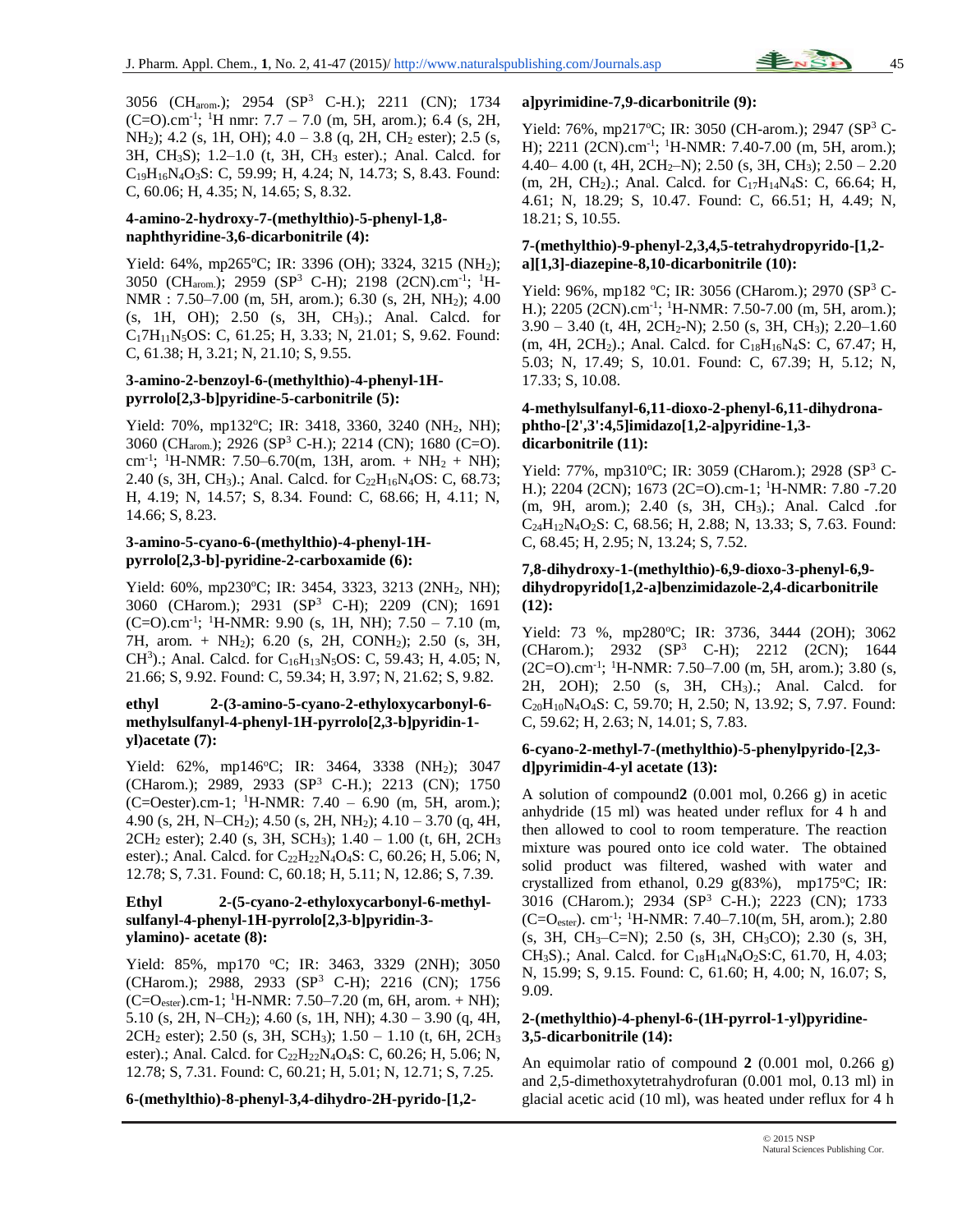3056 ($CH_{arom.}$); 2954 ($SP^3$ C-H.); 2211 (CN); 1734 (C=O).$cm^{-1}$; $^1$H nmr: 7.7 – 7.0 (m, 5H, arom.); 6.4 (s, 2H, $NH_2$); 4.2 (s, 1H, OH); 4.0 – 3.8 (q, 2H, $CH_2$ ester); 2.5 (s, 3H, $CH_3S$); 1.2–1.0 (t, 3H, $CH_3$ ester).; Anal. Calcd. for $C_{19}H_{16}N_4O_3S$: C, 59.99; H, 4.24; N, 14.73; S, 8.43. Found: C, 60.06; H, 4.35; N, 14.65; S, 8.32.

#### 4-amino-2-hydroxy-7-(methylthio)-5-phenyl-1,8-naphthyridine-3,6-dicarbonitrile (4):

Yield: 64%, mp265°C; IR: 3396 (OH); 3324, 3215 ($NH_2$); 3050 ($CH_{arom.}$); 2959 ($SP^3$ C-H); 2198 (2CN).$cm^{-1}$; $^1$H-NMR : 7.50–7.00 (m, 5H, arom.); 6.30 (s, 2H, $NH_2$); 4.00 (s, 1H, OH); 2.50 (s, 3H, $CH_3$).; Anal. Calcd. for $C_17H_{11}N_5OS$: C, 61.25; H, 3.33; N, 21.01; S, 9.62. Found: C, 61.38; H, 3.21; N, 21.10; S, 9.55.

#### 3-amino-2-benzoyl-6-(methylthio)-4-phenyl-1H-pyrrolo[2,3-b]pyridine-5-carbonitrile (5):

Yield: 70%, mp132°C; IR: 3418, 3360, 3240 ($NH_2$, NH); 3060 ($CH_{arom.}$); 2926 ($SP^3$ C-H.); 2214 (CN); 1680 (C=O). $cm^{-1}$; $^1$H-NMR: 7.50–6.70(m, 13H, arom. + $NH_2$ + NH); 2.40 (s, 3H, $CH_3$).; Anal. Calcd. for $C_{22}H_{16}N_4OS$: C, 68.73; H, 4.19; N, 14.57; S, 8.34. Found: C, 68.66; H, 4.11; N, 14.66; S, 8.23.

#### 3-amino-5-cyano-6-(methylthio)-4-phenyl-1H-pyrrolo[2,3-b]-pyridine-2-carboxamide (6):

Yield: 60%, mp230°C; IR: 3454, 3323, 3213 (2$NH_2$, NH); 3060 (CHarom.); 2931 ($SP^3$ C-H); 2209 (CN); 1691 (C=O).$cm^{-1}$; $^1$H-NMR: 9.90 (s, 1H, NH); 7.50 – 7.10 (m, 7H, arom. + $NH_2$); 6.20 (s, 2H, $CONH_2$); 2.50 (s, 3H, $CH^3$).; Anal. Calcd. for $C_{16}H_{13}N_5OS$: C, 59.43; H, 4.05; N, 21.66; S, 9.92. Found: C, 59.34; H, 3.97; N, 21.62; S, 9.82.

#### ethyl 2-(3-amino-5-cyano-2-ethyloxycarbonyl-6-methylsulfanyl-4-phenyl-1H-pyrrolo[2,3-b]pyridin-1-yl)acetate (7):

Yield: 62%, mp146°C; IR: 3464, 3338 ($NH_2$); 3047 (CHarom.); 2989, 2933 ($SP^3$ C-H.); 2213 (CN); 1750 (C=Oester).cm-1; $^1$H-NMR: 7.40 – 6.90 (m, 5H, arom.); 4.90 (s, 2H, N–$CH_2$); 4.50 (s, 2H, $NH_2$); 4.10 – 3.70 (q, 4H, 2$CH_2$ ester); 2.40 (s, 3H, $SCH_3$); 1.40 – 1.00 (t, 6H, 2$CH_3$ ester).; Anal. Calcd. for $C_{22}H_{22}N_4O_4S$: C, 60.26; H, 5.06; N, 12.78; S, 7.31. Found: C, 60.18; H, 5.11; N, 12.86; S, 7.39.

#### Ethyl 2-(5-cyano-2-ethyloxycarbonyl-6-methyl-sulfanyl-4-phenyl-1H-pyrrolo[2,3-b]pyridin-3-ylamino)- acetate (8):

Yield: 85%, mp170 °C; IR: 3463, 3329 (2NH); 3050 (CHarom.); 2988, 2933 ($SP^3$ C-H); 2216 (CN); 1756 (C=$O_{ester}$).cm-1; $^1$H-NMR: 7.50–7.20 (m, 6H, arom. + NH); 5.10 (s, 2H, N–$CH_2$); 4.60 (s, 1H, NH); 4.30 – 3.90 (q, 4H, 2$CH_2$ ester); 2.50 (s, 3H, $SCH_3$); 1.50 – 1.10 (t, 6H, 2$CH_3$ ester).; Anal. Calcd. for $C_{22}H_{22}N_4O_4S$: C, 60.26; H, 5.06; N, 12.78; S, 7.31. Found: C, 60.21; H, 5.01; N, 12.71; S, 7.25.

#### 6-(methylthio)-8-phenyl-3,4-dihydro-2H-pyrido-[1,2-a]pyrimidine-7,9-dicarbonitrile (9):

Yield: 76%, mp217°C; IR: 3050 (CH-arom.); 2947 ($SP^3$ C-H); 2211 (2CN).$cm^{-1}$; $^1$H-NMR: 7.40-7.00 (m, 5H, arom.); 4.40– 4.00 (t, 4H, 2$CH_2$–N); 2.50 (s, 3H, $CH_3$); 2.50 – 2.20 (m, 2H, $CH_2$).; Anal. Calcd. for $C_{17}H_{14}N_4S$: C, 66.64; H, 4.61; N, 18.29; S, 10.47. Found: C, 66.51; H, 4.49; N, 18.21; S, 10.55.

#### 7-(methylthio)-9-phenyl-2,3,4,5-tetrahydropyrido-[1,2-a][1,3]-diazepine-8,10-dicarbonitrile (10):

Yield: 96%, mp182 °C; IR: 3056 (CHarom.); 2970 ($SP^3$ C-H.); 2205 (2CN).$cm^{-1}$; $^1$H-NMR: 7.50-7.00 (m, 5H, arom.); 3.90 – 3.40 (t, 4H, 2$CH_2$-N); 2.50 (s, 3H, $CH_3$); 2.20–1.60 (m, 4H, 2$CH_2$).; Anal. Calcd. for $C_{18}H_{16}N_4S$: C, 67.47; H, 5.03; N, 17.49; S, 10.01. Found: C, 67.39; H, 5.12; N, 17.33; S, 10.08.

#### 4-methylsulfanyl-6,11-dioxo-2-phenyl-6,11-dihydronaphtho-[2',3':4,5]imidazo[1,2-a]pyridine-1,3-dicarbonitrile (11):

Yield: 77%, mp310°C; IR: 3059 (CHarom.); 2928 ($SP^3$ C-H.); 2204 (2CN); 1673 (2C=O).cm-1; $^1$H-NMR: 7.80 -7.20 (m, 9H, arom.); 2.40 (s, 3H, $CH_3$).; Anal. Calcd .for $C_{24}H_{12}N_4O_2S$: C, 68.56; H, 2.88; N, 13.33; S, 7.63. Found: C, 68.45; H, 2.95; N, 13.24; S, 7.52.

#### 7,8-dihydroxy-1-(methylthio)-6,9-dioxo-3-phenyl-6,9-dihydropyrido[1,2-a]benzimidazole-2,4-dicarbonitrile (12):

Yield: 73 %, mp280°C; IR: 3736, 3444 (2OH); 3062 (CHarom.); 2932 ($SP^3$ C-H); 2212 (2CN); 1644 (2C=O).$cm^{-1}$; $^1$H-NMR: 7.50–7.00 (m, 5H, arom.); 3.80 (s, 2H, 2OH); 2.50 (s, 3H, $CH_3$).; Anal. Calcd. for $C_{20}H_{10}N_4O_4S$: C, 59.70; H, 2.50; N, 13.92; S, 7.97. Found: C, 59.62; H, 2.63; N, 14.01; S, 7.83.

#### 6-cyano-2-methyl-7-(methylthio)-5-phenylpyrido-[2,3-d]pyrimidin-4-yl acetate (13):

A solution of compound **2** (0.001 mol, 0.266 g) in acetic anhydride (15 ml) was heated under reflux for 4 h and then allowed to cool to room temperature. The reaction mixture was poured onto ice cold water. The obtained solid product was filtered, washed with water and crystallized from ethanol, 0.29 g(83%), mp175°C; IR: 3016 (CHarom.); 2934 ($SP^3$ C-H.); 2223 (CN); 1733 (C=$O_{ester}$). $cm^{-1}$; $^1$H-NMR: 7.40–7.10(m, 5H, arom.); 2.80 (s, 3H, $CH_3$–C=N); 2.50 (s, 3H, $CH_3$CO); 2.30 (s, 3H, $CH_3S$).; Anal. Calcd. for $C_{18}H_{14}N_4O_2S$:C, 61.70, H, 4.03; N, 15.99; S, 9.15. Found: C, 61.60; H, 4.00; N, 16.07; S, 9.09.

#### 2-(methylthio)-4-phenyl-6-(1H-pyrrol-1-yl)pyridine-3,5-dicarbonitrile (14):

An equimolar ratio of compound **2** (0.001 mol, 0.266 g) and 2,5-dimethoxytetrahydrofuran (0.001 mol, 0.13 ml) in glacial acetic acid (10 ml), was heated under reflux for 4 h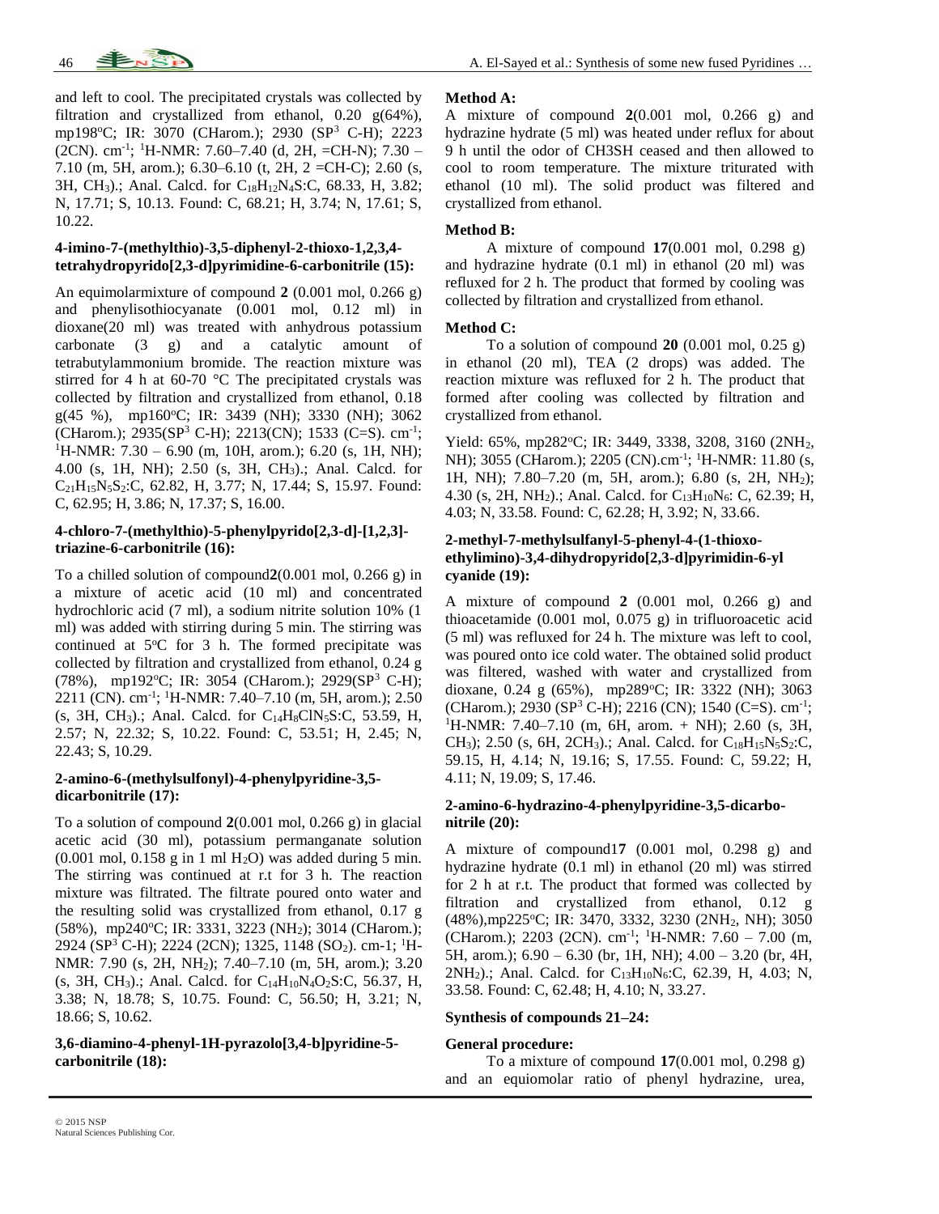and left to cool. The precipitated crystals was collected by filtration and crystallized from ethanol, 0.20 g(64%), mp198°C; IR: 3070 (CHarom.); 2930 ($SP^3$ C-H); 2223 (2CN). cm$^{-1}$; $^1$H-NMR: 7.60–7.40 (d, 2H, =CH-N); 7.30 – 7.10 (m, 5H, arom.); 6.30–6.10 (t, 2H, 2 =CH-C); 2.60 (s, 3H, $CH_3$).; Anal. Calcd. for $C_{18}H_{12}N_4S$:C, 68.33, H, 3.82; N, 17.71; S, 10.13. Found: C, 68.21; H, 3.74; N, 17.61; S, 10.22.

**4-imino-7-(methylthio)-3,5-diphenyl-2-thioxo-1,2,3,4-tetrahydropyrido[2,3-d]pyrimidine-6-carbonitrile (15):**

An equimolarmixture of compound **2** (0.001 mol, 0.266 g) and phenylisothiocyanate (0.001 mol, 0.12 ml) in dioxane(20 ml) was treated with anhydrous potassium carbonate (3 g) and a catalytic amount of tetrabutylammonium bromide. The reaction mixture was stirred for 4 h at 60-70 °C The precipitated crystals was collected by filtration and crystallized from ethanol, 0.18 g(45 %), mp160°C; IR: 3439 (NH); 3330 (NH); 3062 (CHarom.); 2935($SP^3$ C-H); 2213(CN); 1533 (C=S). cm$^{-1}$; $^1$H-NMR: 7.30 – 6.90 (m, 10H, arom.); 6.20 (s, 1H, NH); 4.00 (s, 1H, NH); 2.50 (s, 3H, $CH_3$).; Anal. Calcd. for $C_{21}H_{15}N_5S_2$:C, 62.82, H, 3.77; N, 17.44; S, 15.97. Found: C, 62.95; H, 3.86; N, 17.37; S, 16.00.

**4-chloro-7-(methylthio)-5-phenylpyrido[2,3-d]-[1,2,3]-triazine-6-carbonitrile (16):**

To a chilled solution of compound**2**(0.001 mol, 0.266 g) in a mixture of acetic acid (10 ml) and concentrated hydrochloric acid (7 ml), a sodium nitrite solution 10% (1 ml) was added with stirring during 5 min. The stirring was continued at 5°C for 3 h. The formed precipitate was collected by filtration and crystallized from ethanol, 0.24 g (78%), mp192°C; IR: 3054 (CHarom.); 2929($SP^3$ C-H); 2211 (CN). cm$^{-1}$; $^1$H-NMR: 7.40–7.10 (m, 5H, arom.); 2.50 (s, 3H, $CH_3$).; Anal. Calcd. for $C_{14}H_8ClN_5S$:C, 53.59, H, 2.57; N, 22.32; S, 10.22. Found: C, 53.51; H, 2.45; N, 22.43; S, 10.29.

**2-amino-6-(methylsulfonyl)-4-phenylpyridine-3,5-dicarbonitrile (17):**

To a solution of compound **2**(0.001 mol, 0.266 g) in glacial acetic acid (30 ml), potassium permanganate solution (0.001 mol, 0.158 g in 1 ml $H_2O$) was added during 5 min. The stirring was continued at r.t for 3 h. The reaction mixture was filtrated. The filtrate poured onto water and the resulting solid was crystallized from ethanol, 0.17 g (58%), mp240°C; IR: 3331, 3223 ($NH_2$); 3014 (CHarom.); 2924 ($SP^3$ C-H); 2224 (2CN); 1325, 1148 ($SO_2$). cm-1; $^1$H-NMR: 7.90 (s, 2H, $NH_2$); 7.40–7.10 (m, 5H, arom.); 3.20 (s, 3H, $CH_3$).; Anal. Calcd. for $C_{14}H_{10}N_4O_2S$:C, 56.37, H, 3.38; N, 18.78; S, 10.75. Found: C, 56.50; H, 3.21; N, 18.66; S, 10.62.

**3,6-diamino-4-phenyl-1H-pyrazolo[3,4-b]pyridine-5-carbonitrile (18):**

**Method A:**

A mixture of compound **2**(0.001 mol, 0.266 g) and hydrazine hydrate (5 ml) was heated under reflux for about 9 h until the odor of CH3SH ceased and then allowed to cool to room temperature. The mixture triturated with ethanol (10 ml). The solid product was filtered and crystallized from ethanol.

**Method B:**

A mixture of compound **17**(0.001 mol, 0.298 g) and hydrazine hydrate (0.1 ml) in ethanol (20 ml) was refluxed for 2 h. The product that formed by cooling was collected by filtration and crystallized from ethanol.

**Method C:**

To a solution of compound **20** (0.001 mol, 0.25 g) in ethanol (20 ml), TEA (2 drops) was added. The reaction mixture was refluxed for 2 h. The product that formed after cooling was collected by filtration and crystallized from ethanol.

Yield: 65%, mp282°C; IR: 3449, 3338, 3208, 3160 (2$NH_2$, NH); 3055 (CHarom.); 2205 (CN).cm$^{-1}$; $^1$H-NMR: 11.80 (s, 1H, NH); 7.80–7.20 (m, 5H, arom.); 6.80 (s, 2H, $NH_2$); 4.30 (s, 2H, $NH_2$).; Anal. Calcd. for $C_{13}H_{10}N_6$: C, 62.39, H, 4.03; N, 33.58. Found: C, 62.28; H, 3.92; N, 33.66.

**2-methyl-7-methylsulfanyl-5-phenyl-4-(1-thioxo-ethylimino)-3,4-dihydropyrido[2,3-d]pyrimidin-6-yl cyanide (19):**

A mixture of compound **2** (0.001 mol, 0.266 g) and thioacetamide (0.001 mol, 0.075 g) in trifluoroacetic acid (5 ml) was refluxed for 24 h. The mixture was left to cool, was poured onto ice cold water. The obtained solid product was filtered, washed with water and crystallized from dioxane, 0.24 g (65%), mp289°C; IR: 3322 (NH); 3063 (CHarom.); 2930 ($SP^3$ C-H); 2216 (CN); 1540 (C=S). cm$^{-1}$; $^1$H-NMR: 7.40–7.10 (m, 6H, arom. + NH); 2.60 (s, 3H, $CH_3$); 2.50 (s, 6H, 2$CH_3$).; Anal. Calcd. for $C_{18}H_{15}N_5S_2$:C, 59.15, H, 4.14; N, 19.16; S, 17.55. Found: C, 59.22; H, 4.11; N, 19.09; S, 17.46.

**2-amino-6-hydrazino-4-phenylpyridine-3,5-dicarbo-nitrile (20):**

A mixture of compound1**7** (0.001 mol, 0.298 g) and hydrazine hydrate (0.1 ml) in ethanol (20 ml) was stirred for 2 h at r.t. The product that formed was collected by filtration and crystallized from ethanol, 0.12 g (48%),mp225°C; IR: 3470, 3332, 3230 (2$NH_2$, NH); 3050 (CHarom.); 2203 (2CN). cm$^{-1}$; $^1$H-NMR: 7.60 – 7.00 (m, 5H, arom.); 6.90 – 6.30 (br, 1H, NH); 4.00 – 3.20 (br, 4H, 2$NH_2$).; Anal. Calcd. for $C_{13}H_{10}N_6$:C, 62.39, H, 4.03; N, 33.58. Found: C, 62.48; H, 4.10; N, 33.27.

**Synthesis of compounds 21–24:**

**General procedure:**

To a mixture of compound **17**(0.001 mol, 0.298 g) and an equiomolar ratio of phenyl hydrazine, urea,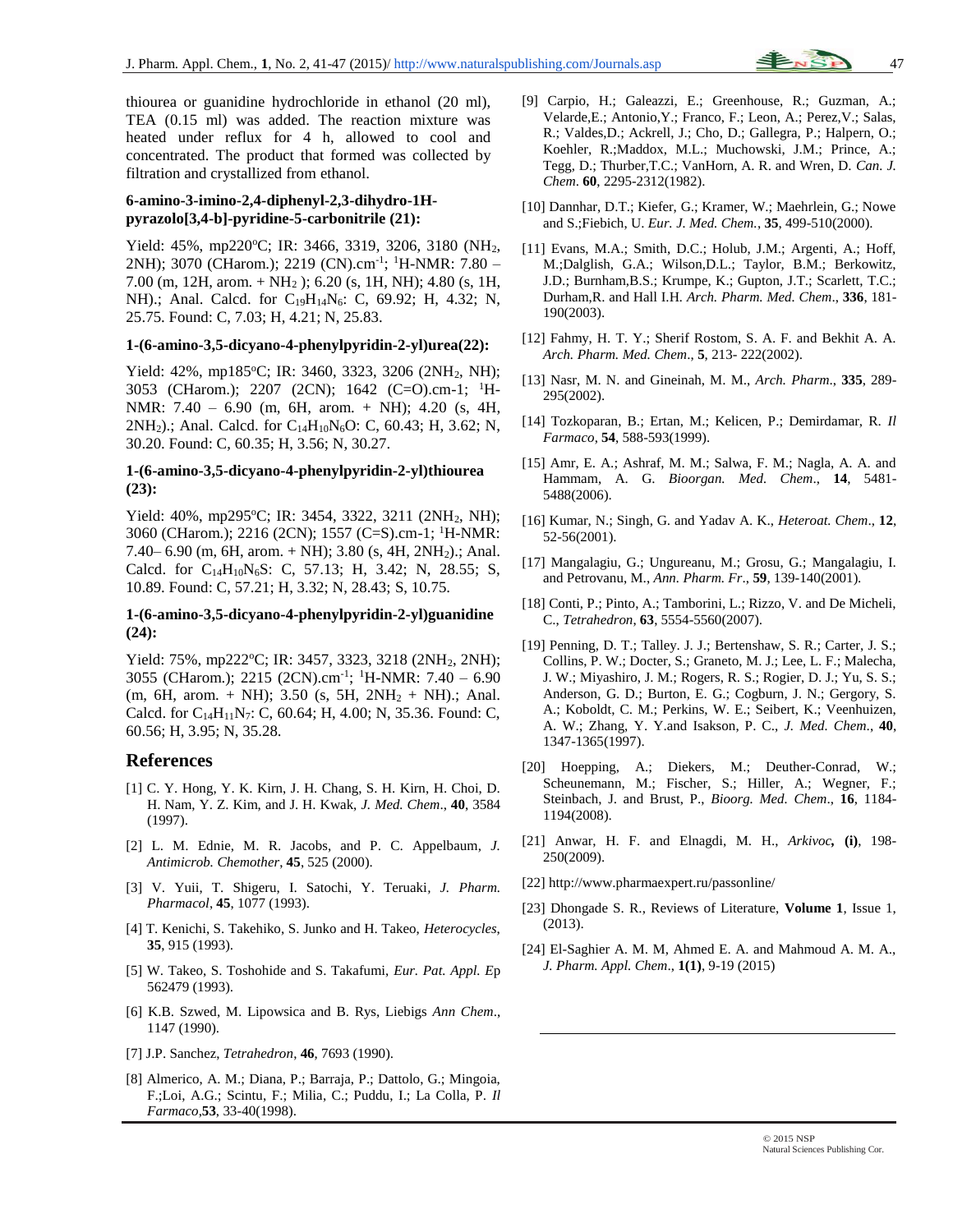thiourea or guanidine hydrochloride in ethanol (20 ml), TEA (0.15 ml) was added. The reaction mixture was heated under reflux for 4 h, allowed to cool and concentrated. The product that formed was collected by filtration and crystallized from ethanol.

**6-amino-3-imino-2,4-diphenyl-2,3-dihydro-1H-pyrazolo[3,4-b]-pyridine-5-carbonitrile (21):**

Yield: 45%, mp220°C; IR: 3466, 3319, 3206, 3180 ($NH_2$, 2NH); 3070 (CHarom.); 2219 (CN).cm$^{-1}$; $^1$H-NMR: 7.80 – 7.00 (m, 12H, arom. + $NH_2$ ); 6.20 (s, 1H, NH); 4.80 (s, 1H, NH).; Anal. Calcd. for $C_{19}H_{14}N_6$: C, 69.92; H, 4.32; N, 25.75. Found: C, 7.03; H, 4.21; N, 25.83.

**1-(6-amino-3,5-dicyano-4-phenylpyridin-2-yl)urea(22):**

Yield: 42%, mp185°C; IR: 3460, 3323, 3206 (2$NH_2$, NH); 3053 (CHarom.); 2207 (2CN); 1642 (C=O).cm-1; $^1$H-NMR: 7.40 – 6.90 (m, 6H, arom. + NH); 4.20 (s, 4H, 2$NH_2$).; Anal. Calcd. for $C_{14}H_{10}N_6O$: C, 60.43; H, 3.62; N, 30.20. Found: C, 60.35; H, 3.56; N, 30.27.

**1-(6-amino-3,5-dicyano-4-phenylpyridin-2-yl)thiourea (23):**

Yield: 40%, mp295°C; IR: 3454, 3322, 3211 (2$NH_2$, NH); 3060 (CHarom.); 2216 (2CN); 1557 (C=S).cm-1; $^1$H-NMR: 7.40– 6.90 (m, 6H, arom. + NH); 3.80 (s, 4H, 2$NH_2$).; Anal. Calcd. for $C_{14}H_{10}N_6S$: C, 57.13; H, 3.42; N, 28.55; S, 10.89. Found: C, 57.21; H, 3.32; N, 28.43; S, 10.75.

**1-(6-amino-3,5-dicyano-4-phenylpyridin-2-yl)guanidine (24):**

Yield: 75%, mp222°C; IR: 3457, 3323, 3218 (2$NH_2$, 2NH); 3055 (CHarom.); 2215 (2CN).cm$^{-1}$; $^1$H-NMR: 7.40 – 6.90 (m, 6H, arom. + NH); 3.50 (s, 5H, 2$NH_2$ + NH).; Anal. Calcd. for $C_{14}H_{11}N_7$: C, 60.64; H, 4.00; N, 35.36. Found: C, 60.56; H, 3.95; N, 35.28.

## References

[1] C. Y. Hong, Y. K. Kirn, J. H. Chang, S. H. Kirn, H. Choi, D. H. Nam, Y. Z. Kim, and J. H. Kwak, *J. Med. Chem*., **40**, 3584 (1997).

[2] L. M. Ednie, M. R. Jacobs, and P. C. Appelbaum, *J. Antimicrob. Chemother*, **45**, 525 (2000).

[3] V. Yuii, T. Shigeru, I. Satochi, Y. Teruaki, *J. Pharm. Pharmacol*, **45**, 1077 (1993).

[4] T. Kenichi, S. Takehiko, S. Junko and H. Takeo, *Heterocycles*, **35**, 915 (1993).

[5] W. Takeo, S. Toshohide and S. Takafumi, *Eur. Pat. Appl. E*p 562479 (1993).

[6] K.B. Szwed, M. Lipowsica and B. Rys, Liebigs *Ann Chem*., 1147 (1990).

[7] J.P. Sanchez, *Tetrahedron*, **46**, 7693 (1990).

[8] Almerico, A. M.; Diana, P.; Barraja, P.; Dattolo, G.; Mingoia, F.;Loi, A.G.; Scintu, F.; Milia, C.; Puddu, I.; La Colla, P. *Il Farmaco*,**53**, 33-40(1998).

[9] Carpio, H.; Galeazzi, E.; Greenhouse, R.; Guzman, A.; Velarde,E.; Antonio,Y.; Franco, F.; Leon, A.; Perez,V.; Salas, R.; Valdes,D.; Ackrell, J.; Cho, D.; Gallegra, P.; Halpern, O.; Koehler, R.;Maddox, M.L.; Muchowski, J.M.; Prince, A.; Tegg, D.; Thurber,T.C.; VanHorn, A. R. and Wren, D. *Can. J. Chem*. **60**, 2295-2312(1982).

[10] Dannhar, D.T.; Kiefer, G.; Kramer, W.; Maehrlein, G.; Nowe and S.;Fiebich, U. *Eur. J. Med. Chem.*, **35**, 499-510(2000).

[11] Evans, M.A.; Smith, D.C.; Holub, J.M.; Argenti, A.; Hoff, M.;Dalglish, G.A.; Wilson,D.L.; Taylor, B.M.; Berkowitz, J.D.; Burnham,B.S.; Krumpe, K.; Gupton, J.T.; Scarlett, T.C.; Durham,R. and Hall I.H. *Arch. Pharm. Med. Chem*., **336**, 181-190(2003).

[12] Fahmy, H. T. Y.; Sherif Rostom, S. A. F. and Bekhit A. A. *Arch. Pharm. Med. Chem*., **5**, 213- 222(2002).

[13] Nasr, M. N. and Gineinah, M. M., *Arch. Pharm*., **335**, 289-295(2002).

[14] Tozkoparan, B.; Ertan, M.; Kelicen, P.; Demirdamar, R. *Il Farmaco*, **54**, 588-593(1999).

[15] Amr, E. A.; Ashraf, M. M.; Salwa, F. M.; Nagla, A. A. and Hammam, A. G. *Bioorgan. Med. Chem*., **14**, 5481-5488(2006).

[16] Kumar, N.; Singh, G. and Yadav A. K., *Heteroat. Chem*., **12**, 52-56(2001).

[17] Mangalagiu, G.; Ungureanu, M.; Grosu, G.; Mangalagiu, I. and Petrovanu, M., *Ann. Pharm. Fr*., **59**, 139-140(2001).

[18] Conti, P.; Pinto, A.; Tamborini, L.; Rizzo, V. and De Micheli, C., *Tetrahedron*, **63**, 5554-5560(2007).

[19] Penning, D. T.; Talley. J. J.; Bertenshaw, S. R.; Carter, J. S.; Collins, P. W.; Docter, S.; Graneto, M. J.; Lee, L. F.; Malecha, J. W.; Miyashiro, J. M.; Rogers, R. S.; Rogier, D. J.; Yu, S. S.; Anderson, G. D.; Burton, E. G.; Cogburn, J. N.; Gergory, S. A.; Koboldt, C. M.; Perkins, W. E.; Seibert, K.; Veenhuizen, A. W.; Zhang, Y. Y.and Isakson, P. C., *J. Med. Chem*., **40**, 1347-1365(1997).

[20] Hoepping, A.; Diekers, M.; Deuther-Conrad, W.; Scheunemann, M.; Fischer, S.; Hiller, A.; Wegner, F.; Steinbach, J. and Brust, P., *Bioorg. Med. Chem*., **16**, 1184-1194(2008).

[21] Anwar, H. F. and Elnagdi, M. H., *Arkivoc***,** **(i)**, 198-250(2009).

[22] http://www.pharmaexpert.ru/passonline/

[23] Dhongade S. R., Reviews of Literature, **Volume 1**, Issue 1, (2013).

[24] El-Saghier A. M. M, Ahmed E. A. and Mahmoud A. M. A., *J. Pharm. Appl. Chem*., **1(1)**, 9-19 (2015)